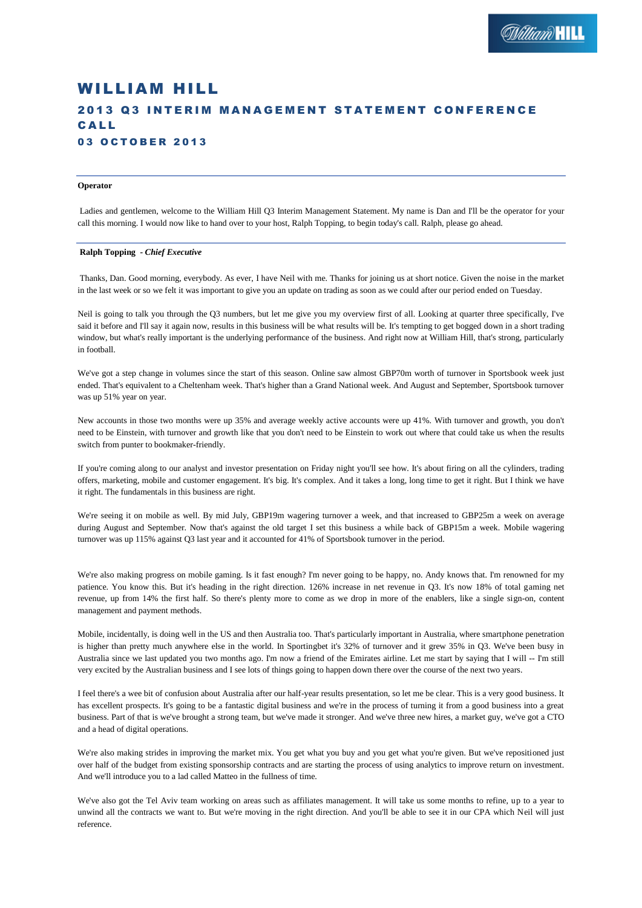# WILLIAM HILL

## 2013 Q3 INTERIM MANAGEMENT STATEMENT CONFERENCE CALL

## 03 OCTOBER 2013

---

**Operator**

Ladies and gentlemen, welcome to the William Hill Q3 Interim Management Statement. My name is Dan and I'll be the operator for your call this morning. I would now like to hand over to your host, Ralph Topping, to begin today's call. Ralph, please go ahead.

---

**Ralph Topping** *- Chief Executive*

Thanks, Dan. Good morning, everybody. As ever, I have Neil with me. Thanks for joining us at short notice. Given the noise in the market in the last week or so we felt it was important to give you an update on trading as soon as we could after our period ended on Tuesday.

Neil is going to talk you through the Q3 numbers, but let me give you my overview first of all. Looking at quarter three specifically, I've said it before and I'll say it again now, results in this business will be what results will be. It's tempting to get bogged down in a short trading window, but what's really important is the underlying performance of the business. And right now at William Hill, that's strong, particularly in football.

We've got a step change in volumes since the start of this season. Online saw almost GBP70m worth of turnover in Sportsbook week just ended. That's equivalent to a Cheltenham week. That's higher than a Grand National week. And August and September, Sportsbook turnover was up 51% year on year.

New accounts in those two months were up 35% and average weekly active accounts were up 41%. With turnover and growth, you don't need to be Einstein, with turnover and growth like that you don't need to be Einstein to work out where that could take us when the results switch from punter to bookmaker-friendly.

If you're coming along to our analyst and investor presentation on Friday night you'll see how. It's about firing on all the cylinders, trading offers, marketing, mobile and customer engagement. It's big. It's complex. And it takes a long, long time to get it right. But I think we have it right. The fundamentals in this business are right.

We're seeing it on mobile as well. By mid July, GBP19m wagering turnover a week, and that increased to GBP25m a week on average during August and September. Now that's against the old target I set this business a while back of GBP15m a week. Mobile wagering turnover was up 115% against Q3 last year and it accounted for 41% of Sportsbook turnover in the period.

We're also making progress on mobile gaming. Is it fast enough? I'm never going to be happy, no. Andy knows that. I'm renowned for my patience. You know this. But it's heading in the right direction. 126% increase in net revenue in Q3. It's now 18% of total gaming net revenue, up from 14% the first half. So there's plenty more to come as we drop in more of the enablers, like a single sign-on, content management and payment methods.

Mobile, incidentally, is doing well in the US and then Australia too. That's particularly important in Australia, where smartphone penetration is higher than pretty much anywhere else in the world. In Sportingbet it's 32% of turnover and it grew 35% in Q3. We've been busy in Australia since we last updated you two months ago. I'm now a friend of the Emirates airline. Let me start by saying that I will -- I'm still very excited by the Australian business and I see lots of things going to happen down there over the course of the next two years.

I feel there's a wee bit of confusion about Australia after our half-year results presentation, so let me be clear. This is a very good business. It has excellent prospects. It's going to be a fantastic digital business and we're in the process of turning it from a good business into a great business. Part of that is we've brought a strong team, but we've made it stronger. And we've three new hires, a market guy, we've got a CTO and a head of digital operations.

We're also making strides in improving the market mix. You get what you buy and you get what you're given. But we've repositioned just over half of the budget from existing sponsorship contracts and are starting the process of using analytics to improve return on investment. And we'll introduce you to a lad called Matteo in the fullness of time.

We've also got the Tel Aviv team working on areas such as affiliates management. It will take us some months to refine, up to a year to unwind all the contracts we want to. But we're moving in the right direction. And you'll be able to see it in our CPA which Neil will just reference.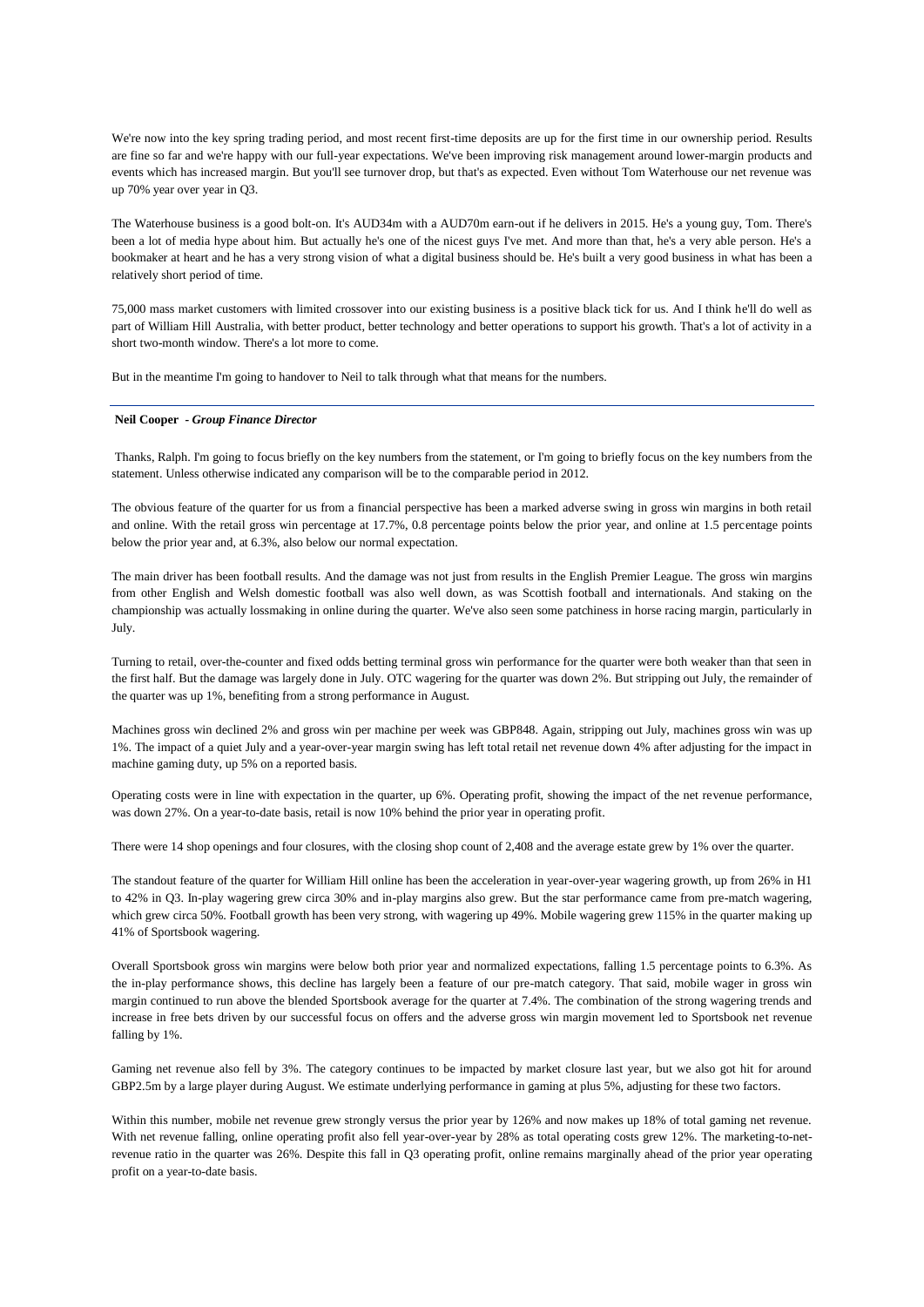We're now into the key spring trading period, and most recent first-time deposits are up for the first time in our ownership period. Results are fine so far and we're happy with our full-year expectations. We've been improving risk management around lower-margin products and events which has increased margin. But you'll see turnover drop, but that's as expected. Even without Tom Waterhouse our net revenue was up 70% year over year in Q3.

The Waterhouse business is a good bolt-on. It's AUD34m with a AUD70m earn-out if he delivers in 2015. He's a young guy, Tom. There's been a lot of media hype about him. But actually he's one of the nicest guys I've met. And more than that, he's a very able person. He's a bookmaker at heart and he has a very strong vision of what a digital business should be. He's built a very good business in what has been a relatively short period of time.

75,000 mass market customers with limited crossover into our existing business is a positive black tick for us. And I think he'll do well as part of William Hill Australia, with better product, better technology and better operations to support his growth. That's a lot of activity in a short two-month window. There's a lot more to come.

But in the meantime I'm going to handover to Neil to talk through what that means for the numbers.

---

**Neil Cooper** - ***Group Finance Director***

Thanks, Ralph. I'm going to focus briefly on the key numbers from the statement, or I'm going to briefly focus on the key numbers from the statement. Unless otherwise indicated any comparison will be to the comparable period in 2012.

The obvious feature of the quarter for us from a financial perspective has been a marked adverse swing in gross win margins in both retail and online. With the retail gross win percentage at 17.7%, 0.8 percentage points below the prior year, and online at 1.5 percentage points below the prior year and, at 6.3%, also below our normal expectation.

The main driver has been football results. And the damage was not just from results in the English Premier League. The gross win margins from other English and Welsh domestic football was also well down, as was Scottish football and internationals. And staking on the championship was actually lossmaking in online during the quarter. We've also seen some patchiness in horse racing margin, particularly in July.

Turning to retail, over-the-counter and fixed odds betting terminal gross win performance for the quarter were both weaker than that seen in the first half. But the damage was largely done in July. OTC wagering for the quarter was down 2%. But stripping out July, the remainder of the quarter was up 1%, benefiting from a strong performance in August.

Machines gross win declined 2% and gross win per machine per week was GBP848. Again, stripping out July, machines gross win was up 1%. The impact of a quiet July and a year-over-year margin swing has left total retail net revenue down 4% after adjusting for the impact in machine gaming duty, up 5% on a reported basis.

Operating costs were in line with expectation in the quarter, up 6%. Operating profit, showing the impact of the net revenue performance, was down 27%. On a year-to-date basis, retail is now 10% behind the prior year in operating profit.

There were 14 shop openings and four closures, with the closing shop count of 2,408 and the average estate grew by 1% over the quarter.

The standout feature of the quarter for William Hill online has been the acceleration in year-over-year wagering growth, up from 26% in H1 to 42% in Q3. In-play wagering grew circa 30% and in-play margins also grew. But the star performance came from pre-match wagering, which grew circa 50%. Football growth has been very strong, with wagering up 49%. Mobile wagering grew 115% in the quarter making up 41% of Sportsbook wagering.

Overall Sportsbook gross win margins were below both prior year and normalized expectations, falling 1.5 percentage points to 6.3%. As the in-play performance shows, this decline has largely been a feature of our pre-match category. That said, mobile wager in gross win margin continued to run above the blended Sportsbook average for the quarter at 7.4%. The combination of the strong wagering trends and increase in free bets driven by our successful focus on offers and the adverse gross win margin movement led to Sportsbook net revenue falling by 1%.

Gaming net revenue also fell by 3%. The category continues to be impacted by market closure last year, but we also got hit for around GBP2.5m by a large player during August. We estimate underlying performance in gaming at plus 5%, adjusting for these two factors.

Within this number, mobile net revenue grew strongly versus the prior year by 126% and now makes up 18% of total gaming net revenue. With net revenue falling, online operating profit also fell year-over-year by 28% as total operating costs grew 12%. The marketing-to-net-revenue ratio in the quarter was 26%. Despite this fall in Q3 operating profit, online remains marginally ahead of the prior year operating profit on a year-to-date basis.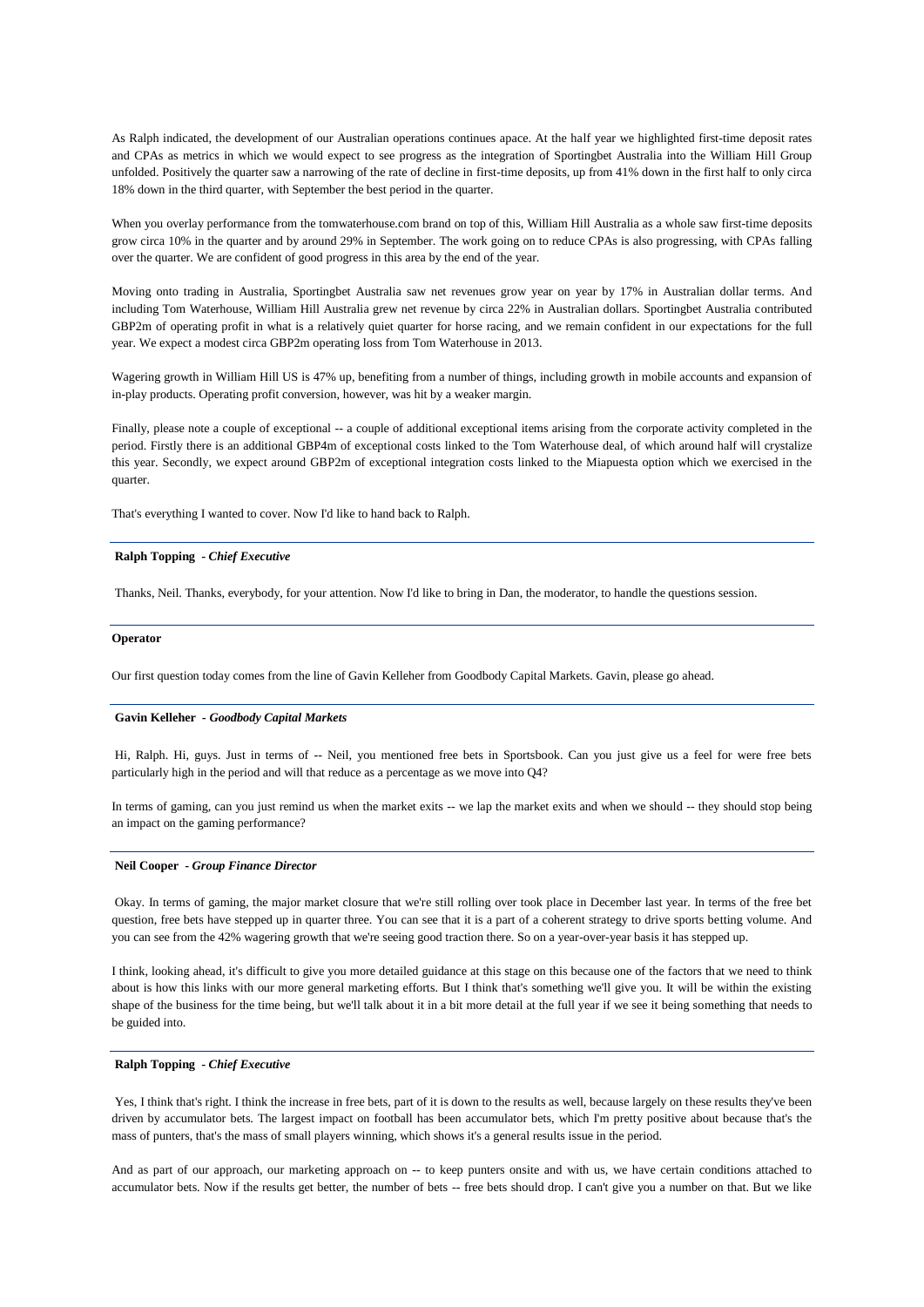As Ralph indicated, the development of our Australian operations continues apace. At the half year we highlighted first-time deposit rates and CPAs as metrics in which we would expect to see progress as the integration of Sportingbet Australia into the William Hill Group unfolded. Positively the quarter saw a narrowing of the rate of decline in first-time deposits, up from 41% down in the first half to only circa 18% down in the third quarter, with September the best period in the quarter.

When you overlay performance from the tomwaterhouse.com brand on top of this, William Hill Australia as a whole saw first-time deposits grow circa 10% in the quarter and by around 29% in September. The work going on to reduce CPAs is also progressing, with CPAs falling over the quarter. We are confident of good progress in this area by the end of the year.

Moving onto trading in Australia, Sportingbet Australia saw net revenues grow year on year by 17% in Australian dollar terms. And including Tom Waterhouse, William Hill Australia grew net revenue by circa 22% in Australian dollars. Sportingbet Australia contributed GBP2m of operating profit in what is a relatively quiet quarter for horse racing, and we remain confident in our expectations for the full year. We expect a modest circa GBP2m operating loss from Tom Waterhouse in 2013.

Wagering growth in William Hill US is 47% up, benefiting from a number of things, including growth in mobile accounts and expansion of in-play products. Operating profit conversion, however, was hit by a weaker margin.

Finally, please note a couple of exceptional -- a couple of additional exceptional items arising from the corporate activity completed in the period. Firstly there is an additional GBP4m of exceptional costs linked to the Tom Waterhouse deal, of which around half will crystalize this year. Secondly, we expect around GBP2m of exceptional integration costs linked to the Miapuesta option which we exercised in the quarter.

That's everything I wanted to cover. Now I'd like to hand back to Ralph.

---

**Ralph Topping** *- Chief Executive*

Thanks, Neil. Thanks, everybody, for your attention. Now I'd like to bring in Dan, the moderator, to handle the questions session.

---

**Operator**

Our first question today comes from the line of Gavin Kelleher from Goodbody Capital Markets. Gavin, please go ahead.

---

**Gavin Kelleher** *- Goodbody Capital Markets*

Hi, Ralph. Hi, guys. Just in terms of -- Neil, you mentioned free bets in Sportsbook. Can you just give us a feel for were free bets particularly high in the period and will that reduce as a percentage as we move into Q4?

In terms of gaming, can you just remind us when the market exits -- we lap the market exits and when we should -- they should stop being an impact on the gaming performance?

---

**Neil Cooper** *- Group Finance Director*

Okay. In terms of gaming, the major market closure that we're still rolling over took place in December last year. In terms of the free bet question, free bets have stepped up in quarter three. You can see that it is a part of a coherent strategy to drive sports betting volume. And you can see from the 42% wagering growth that we're seeing good traction there. So on a year-over-year basis it has stepped up.

I think, looking ahead, it's difficult to give you more detailed guidance at this stage on this because one of the factors that we need to think about is how this links with our more general marketing efforts. But I think that's something we'll give you. It will be within the existing shape of the business for the time being, but we'll talk about it in a bit more detail at the full year if we see it being something that needs to be guided into.

---

**Ralph Topping** *- Chief Executive*

Yes, I think that's right. I think the increase in free bets, part of it is down to the results as well, because largely on these results they've been driven by accumulator bets. The largest impact on football has been accumulator bets, which I'm pretty positive about because that's the mass of punters, that's the mass of small players winning, which shows it's a general results issue in the period.

And as part of our approach, our marketing approach on -- to keep punters onsite and with us, we have certain conditions attached to accumulator bets. Now if the results get better, the number of bets -- free bets should drop. I can't give you a number on that. But we like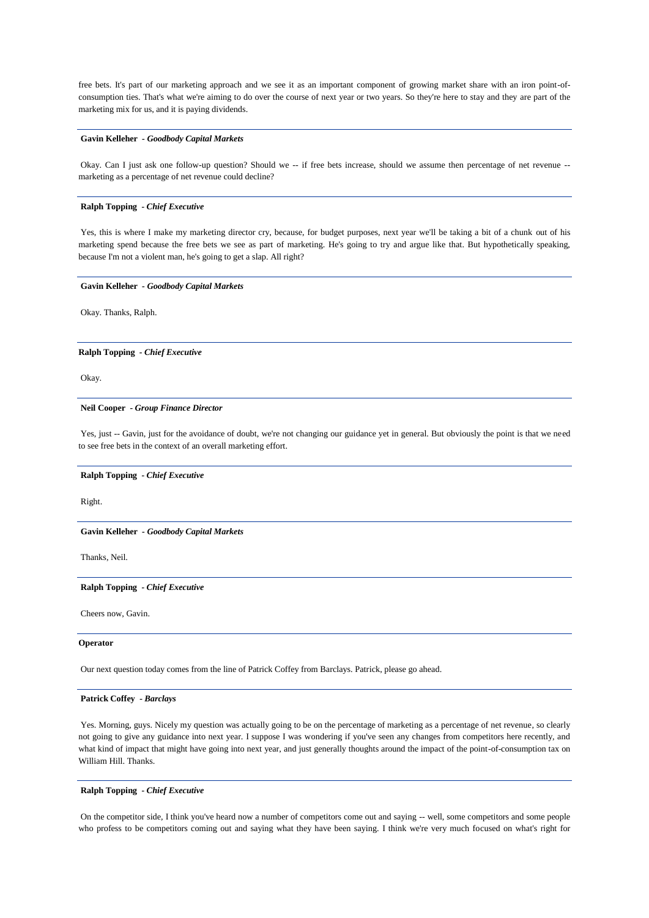free bets. It's part of our marketing approach and we see it as an important component of growing market share with an iron point-of-consumption ties. That's what we're aiming to do over the course of next year or two years. So they're here to stay and they are part of the marketing mix for us, and it is paying dividends.

---

**Gavin Kelleher** - *Goodbody Capital Markets*

Okay. Can I just ask one follow-up question? Should we -- if free bets increase, should we assume then percentage of net revenue -- marketing as a percentage of net revenue could decline?

---

**Ralph Topping** - *Chief Executive*

Yes, this is where I make my marketing director cry, because, for budget purposes, next year we'll be taking a bit of a chunk out of his marketing spend because the free bets we see as part of marketing. He's going to try and argue like that. But hypothetically speaking, because I'm not a violent man, he's going to get a slap. All right?

---

**Gavin Kelleher** - *Goodbody Capital Markets*

Okay. Thanks, Ralph.

---

**Ralph Topping** - *Chief Executive*

Okay.

---

**Neil Cooper** - *Group Finance Director*

Yes, just -- Gavin, just for the avoidance of doubt, we're not changing our guidance yet in general. But obviously the point is that we need to see free bets in the context of an overall marketing effort.

---

**Ralph Topping** - *Chief Executive*

Right.

---

**Gavin Kelleher** - *Goodbody Capital Markets*

Thanks, Neil.

---

**Ralph Topping** - *Chief Executive*

Cheers now, Gavin.

---

**Operator**

Our next question today comes from the line of Patrick Coffey from Barclays. Patrick, please go ahead.

---

**Patrick Coffey** - *Barclays*

Yes. Morning, guys. Nicely my question was actually going to be on the percentage of marketing as a percentage of net revenue, so clearly not going to give any guidance into next year. I suppose I was wondering if you've seen any changes from competitors here recently, and what kind of impact that might have going into next year, and just generally thoughts around the impact of the point-of-consumption tax on William Hill. Thanks.

---

**Ralph Topping** - *Chief Executive*

On the competitor side, I think you've heard now a number of competitors come out and saying -- well, some competitors and some people who profess to be competitors coming out and saying what they have been saying. I think we're very much focused on what's right for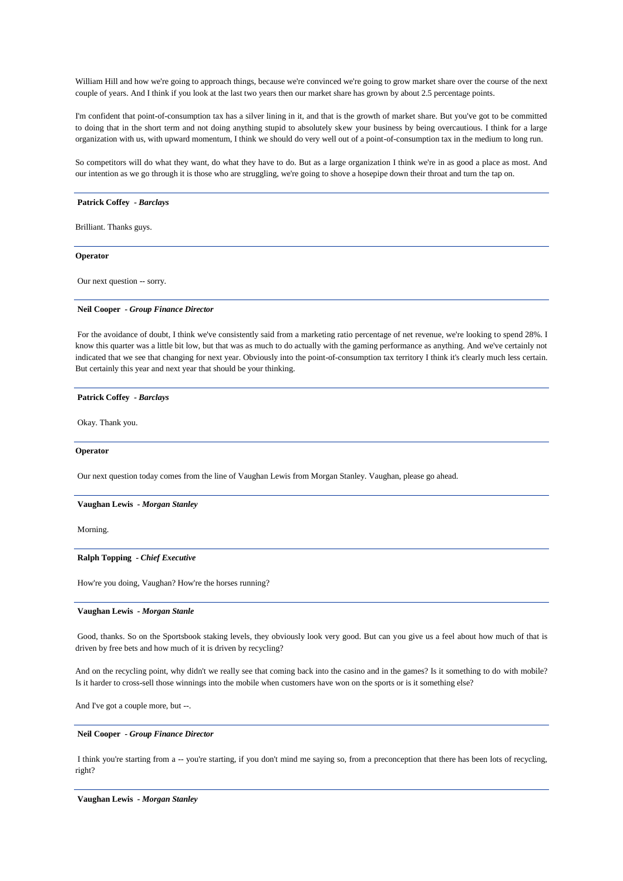William Hill and how we're going to approach things, because we're convinced we're going to grow market share over the course of the next couple of years. And I think if you look at the last two years then our market share has grown by about 2.5 percentage points.

I'm confident that point-of-consumption tax has a silver lining in it, and that is the growth of market share. But you've got to be committed to doing that in the short term and not doing anything stupid to absolutely skew your business by being overcautious. I think for a large organization with us, with upward momentum, I think we should do very well out of a point-of-consumption tax in the medium to long run.

So competitors will do what they want, do what they have to do. But as a large organization I think we're in as good a place as most. And our intention as we go through it is those who are struggling, we're going to shove a hosepipe down their throat and turn the tap on.

---

**Patrick Coffey** *- Barclays*

Brilliant. Thanks guys.

---

**Operator**

Our next question -- sorry.

---

**Neil Cooper** *- Group Finance Director*

For the avoidance of doubt, I think we've consistently said from a marketing ratio percentage of net revenue, we're looking to spend 28%. I know this quarter was a little bit low, but that was as much to do actually with the gaming performance as anything. And we've certainly not indicated that we see that changing for next year. Obviously into the point-of-consumption tax territory I think it's clearly much less certain. But certainly this year and next year that should be your thinking.

---

**Patrick Coffey** *- Barclays*

Okay. Thank you.

---

**Operator**

Our next question today comes from the line of Vaughan Lewis from Morgan Stanley. Vaughan, please go ahead.

---

**Vaughan Lewis** *- Morgan Stanley*

Morning.

---

**Ralph Topping** *- Chief Executive*

How're you doing, Vaughan? How're the horses running?

---

**Vaughan Lewis** *- Morgan Stanle*

Good, thanks. So on the Sportsbook staking levels, they obviously look very good. But can you give us a feel about how much of that is driven by free bets and how much of it is driven by recycling?

And on the recycling point, why didn't we really see that coming back into the casino and in the games? Is it something to do with mobile? Is it harder to cross-sell those winnings into the mobile when customers have won on the sports or is it something else?

And I've got a couple more, but --.

---

**Neil Cooper** *- Group Finance Director*

I think you're starting from a -- you're starting, if you don't mind me saying so, from a preconception that there has been lots of recycling, right?

---

**Vaughan Lewis** *- Morgan Stanley*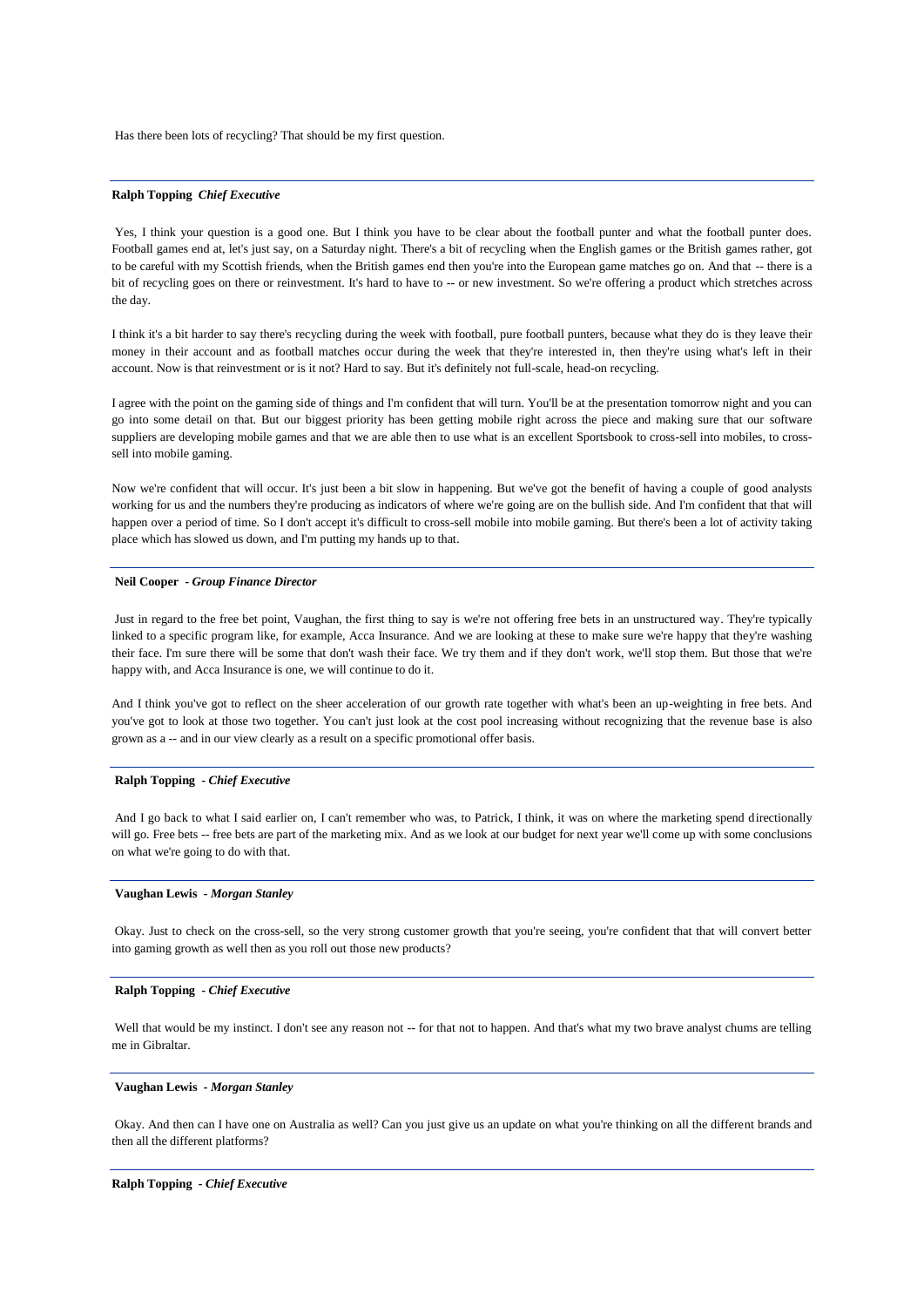Has there been lots of recycling? That should be my first question.

---

**Ralph Topping** *Chief Executive*

Yes, I think your question is a good one. But I think you have to be clear about the football punter and what the football punter does. Football games end at, let's just say, on a Saturday night. There's a bit of recycling when the English games or the British games rather, got to be careful with my Scottish friends, when the British games end then you're into the European game matches go on. And that -- there is a bit of recycling goes on there or reinvestment. It's hard to have to -- or new investment. So we're offering a product which stretches across the day.

I think it's a bit harder to say there's recycling during the week with football, pure football punters, because what they do is they leave their money in their account and as football matches occur during the week that they're interested in, then they're using what's left in their account. Now is that reinvestment or is it not? Hard to say. But it's definitely not full-scale, head-on recycling.

I agree with the point on the gaming side of things and I'm confident that will turn. You'll be at the presentation tomorrow night and you can go into some detail on that. But our biggest priority has been getting mobile right across the piece and making sure that our software suppliers are developing mobile games and that we are able then to use what is an excellent Sportsbook to cross-sell into mobiles, to cross-sell into mobile gaming.

Now we're confident that will occur. It's just been a bit slow in happening. But we've got the benefit of having a couple of good analysts working for us and the numbers they're producing as indicators of where we're going are on the bullish side. And I'm confident that that will happen over a period of time. So I don't accept it's difficult to cross-sell mobile into mobile gaming. But there's been a lot of activity taking place which has slowed us down, and I'm putting my hands up to that.

---

**Neil Cooper** *- Group Finance Director*

Just in regard to the free bet point, Vaughan, the first thing to say is we're not offering free bets in an unstructured way. They're typically linked to a specific program like, for example, Acca Insurance. And we are looking at these to make sure we're happy that they're washing their face. I'm sure there will be some that don't wash their face. We try them and if they don't work, we'll stop them. But those that we're happy with, and Acca Insurance is one, we will continue to do it.

And I think you've got to reflect on the sheer acceleration of our growth rate together with what's been an up-weighting in free bets. And you've got to look at those two together. You can't just look at the cost pool increasing without recognizing that the revenue base is also grown as a -- and in our view clearly as a result on a specific promotional offer basis.

---

**Ralph Topping** *- Chief Executive*

And I go back to what I said earlier on, I can't remember who was, to Patrick, I think, it was on where the marketing spend directionally will go. Free bets -- free bets are part of the marketing mix. And as we look at our budget for next year we'll come up with some conclusions on what we're going to do with that.

---

**Vaughan Lewis** *- Morgan Stanley*

Okay. Just to check on the cross-sell, so the very strong customer growth that you're seeing, you're confident that that will convert better into gaming growth as well then as you roll out those new products?

---

**Ralph Topping** *- Chief Executive*

Well that would be my instinct. I don't see any reason not -- for that not to happen. And that's what my two brave analyst chums are telling me in Gibraltar.

---

**Vaughan Lewis** *- Morgan Stanley*

Okay. And then can I have one on Australia as well? Can you just give us an update on what you're thinking on all the different brands and then all the different platforms?

---

**Ralph Topping** *- Chief Executive*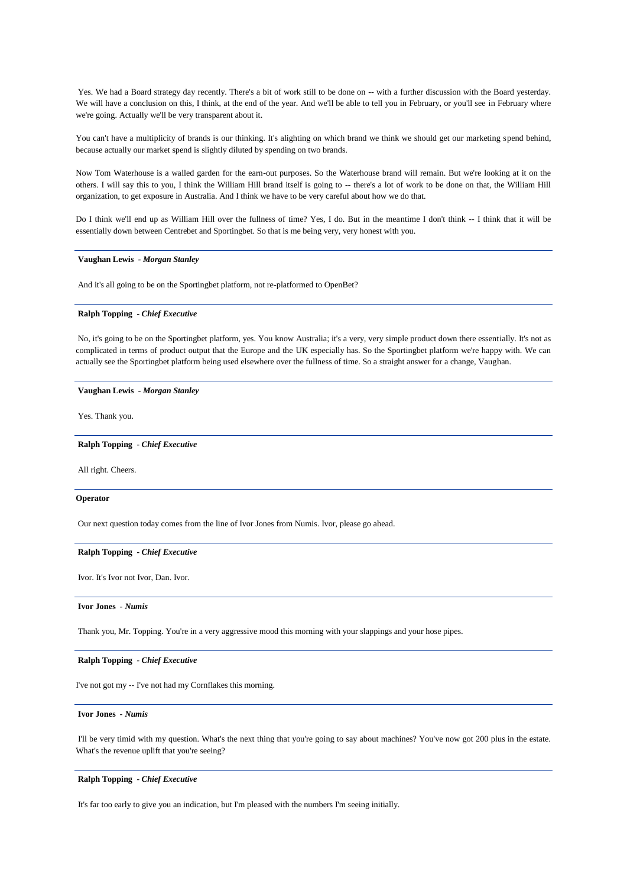Yes. We had a Board strategy day recently. There's a bit of work still to be done on -- with a further discussion with the Board yesterday. We will have a conclusion on this, I think, at the end of the year. And we'll be able to tell you in February, or you'll see in February where we're going. Actually we'll be very transparent about it.

You can't have a multiplicity of brands is our thinking. It's alighting on which brand we think we should get our marketing spend behind, because actually our market spend is slightly diluted by spending on two brands.

Now Tom Waterhouse is a walled garden for the earn-out purposes. So the Waterhouse brand will remain. But we're looking at it on the others. I will say this to you, I think the William Hill brand itself is going to -- there's a lot of work to be done on that, the William Hill organization, to get exposure in Australia. And I think we have to be very careful about how we do that.

Do I think we'll end up as William Hill over the fullness of time? Yes, I do. But in the meantime I don't think -- I think that it will be essentially down between Centrebet and Sportingbet. So that is me being very, very honest with you.

---

**Vaughan Lewis** - *Morgan Stanley*

And it's all going to be on the Sportingbet platform, not re-platformed to OpenBet?

---

**Ralph Topping** - *Chief Executive*

No, it's going to be on the Sportingbet platform, yes. You know Australia; it's a very, very simple product down there essentially. It's not as complicated in terms of product output that the Europe and the UK especially has. So the Sportingbet platform we're happy with. We can actually see the Sportingbet platform being used elsewhere over the fullness of time. So a straight answer for a change, Vaughan.

---

**Vaughan Lewis** - *Morgan Stanley*

Yes. Thank you.

---

**Ralph Topping** - *Chief Executive*

All right. Cheers.

---

**Operator**

Our next question today comes from the line of Ivor Jones from Numis. Ivor, please go ahead.

---

**Ralph Topping** - *Chief Executive*

Ivor. It's Ivor not Ivor, Dan. Ivor.

---

**Ivor Jones** - *Numis*

Thank you, Mr. Topping. You're in a very aggressive mood this morning with your slappings and your hose pipes.

---

**Ralph Topping** - *Chief Executive*

I've not got my -- I've not had my Cornflakes this morning.

---

**Ivor Jones** - *Numis*

I'll be very timid with my question. What's the next thing that you're going to say about machines? You've now got 200 plus in the estate. What's the revenue uplift that you're seeing?

---

**Ralph Topping** - *Chief Executive*

It's far too early to give you an indication, but I'm pleased with the numbers I'm seeing initially.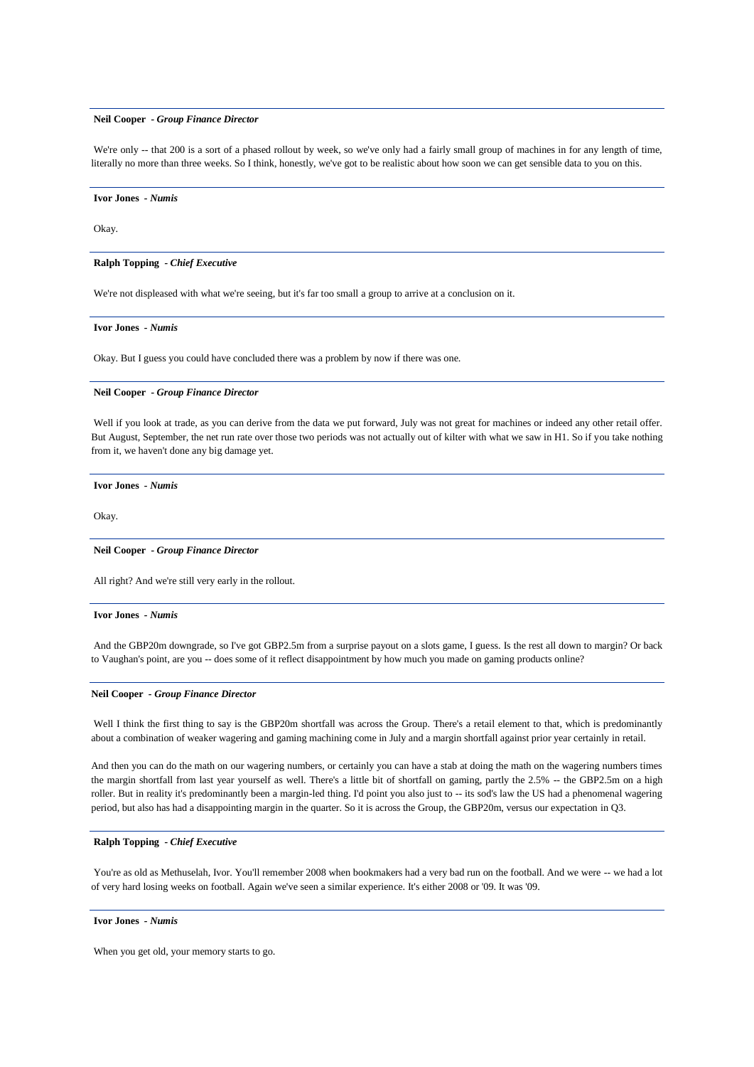**Neil Cooper** - *Group Finance Director*

We're only -- that 200 is a sort of a phased rollout by week, so we've only had a fairly small group of machines in for any length of time, literally no more than three weeks. So I think, honestly, we've got to be realistic about how soon we can get sensible data to you on this.

---

**Ivor Jones** - *Numis*

Okay.

---

**Ralph Topping** - *Chief Executive*

We're not displeased with what we're seeing, but it's far too small a group to arrive at a conclusion on it.

---

**Ivor Jones** - *Numis*

Okay. But I guess you could have concluded there was a problem by now if there was one.

---

**Neil Cooper** - *Group Finance Director*

Well if you look at trade, as you can derive from the data we put forward, July was not great for machines or indeed any other retail offer. But August, September, the net run rate over those two periods was not actually out of kilter with what we saw in H1. So if you take nothing from it, we haven't done any big damage yet.

---

**Ivor Jones** - *Numis*

Okay.

---

**Neil Cooper** - *Group Finance Director*

All right? And we're still very early in the rollout.

---

**Ivor Jones** - *Numis*

And the GBP20m downgrade, so I've got GBP2.5m from a surprise payout on a slots game, I guess. Is the rest all down to margin? Or back to Vaughan's point, are you -- does some of it reflect disappointment by how much you made on gaming products online?

---

**Neil Cooper** - *Group Finance Director*

Well I think the first thing to say is the GBP20m shortfall was across the Group. There's a retail element to that, which is predominantly about a combination of weaker wagering and gaming machining come in July and a margin shortfall against prior year certainly in retail.

And then you can do the math on our wagering numbers, or certainly you can have a stab at doing the math on the wagering numbers times the margin shortfall from last year yourself as well. There's a little bit of shortfall on gaming, partly the 2.5% -- the GBP2.5m on a high roller. But in reality it's predominantly been a margin-led thing. I'd point you also just to -- its sod's law the US had a phenomenal wagering period, but also has had a disappointing margin in the quarter. So it is across the Group, the GBP20m, versus our expectation in Q3.

---

**Ralph Topping** - *Chief Executive*

You're as old as Methuselah, Ivor. You'll remember 2008 when bookmakers had a very bad run on the football. And we were -- we had a lot of very hard losing weeks on football. Again we've seen a similar experience. It's either 2008 or '09. It was '09.

---

**Ivor Jones** - *Numis*

When you get old, your memory starts to go.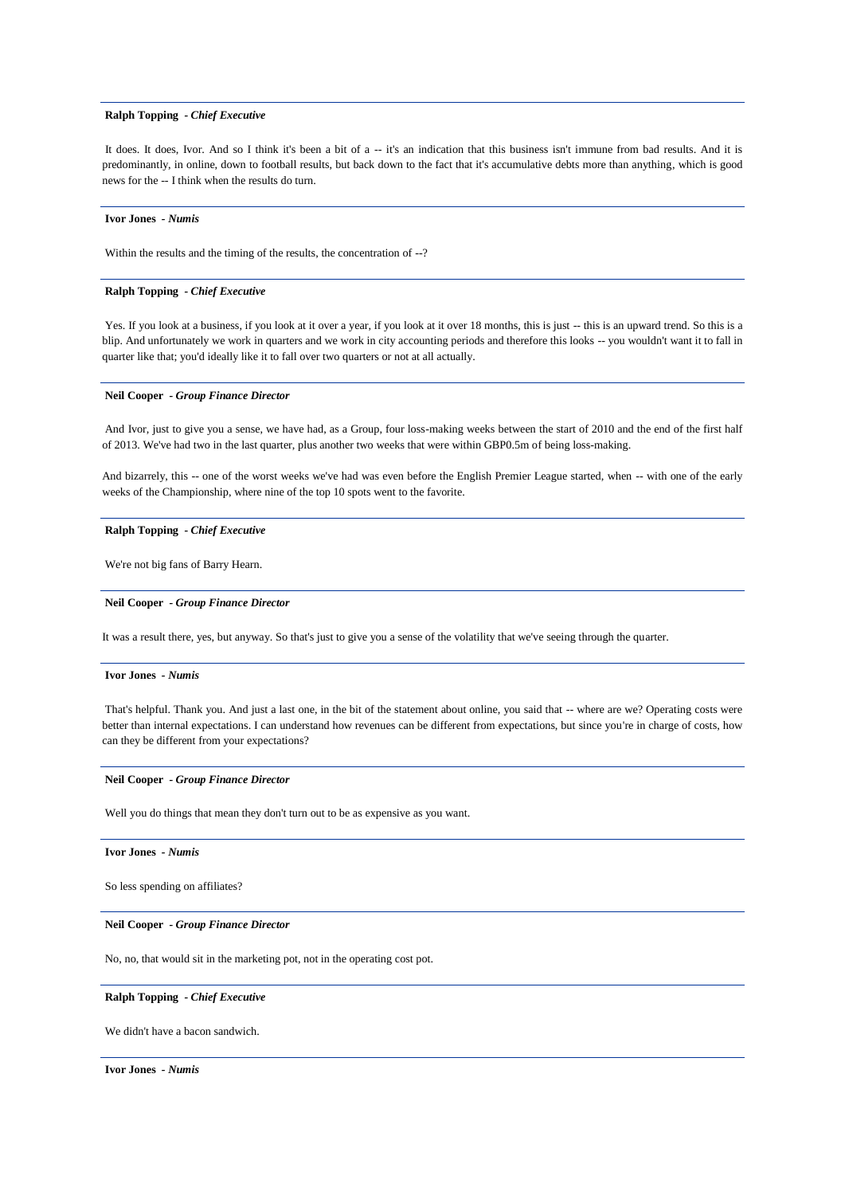**Ralph Topping** - *Chief Executive*

It does. It does, Ivor. And so I think it's been a bit of a -- it's an indication that this business isn't immune from bad results. And it is predominantly, in online, down to football results, but back down to the fact that it's accumulative debts more than anything, which is good news for the -- I think when the results do turn.

**Ivor Jones** - *Numis*

Within the results and the timing of the results, the concentration of --?

**Ralph Topping** - *Chief Executive*

Yes. If you look at a business, if you look at it over a year, if you look at it over 18 months, this is just -- this is an upward trend. So this is a blip. And unfortunately we work in quarters and we work in city accounting periods and therefore this looks -- you wouldn't want it to fall in quarter like that; you'd ideally like it to fall over two quarters or not at all actually.

**Neil Cooper** - *Group Finance Director*

And Ivor, just to give you a sense, we have had, as a Group, four loss-making weeks between the start of 2010 and the end of the first half of 2013. We've had two in the last quarter, plus another two weeks that were within GBP0.5m of being loss-making.

And bizarrely, this -- one of the worst weeks we've had was even before the English Premier League started, when -- with one of the early weeks of the Championship, where nine of the top 10 spots went to the favorite.

**Ralph Topping** - *Chief Executive*

We're not big fans of Barry Hearn.

**Neil Cooper** - *Group Finance Director*

It was a result there, yes, but anyway. So that's just to give you a sense of the volatility that we've seeing through the quarter.

**Ivor Jones** - *Numis*

That's helpful. Thank you. And just a last one, in the bit of the statement about online, you said that -- where are we? Operating costs were better than internal expectations. I can understand how revenues can be different from expectations, but since you're in charge of costs, how can they be different from your expectations?

**Neil Cooper** - *Group Finance Director*

Well you do things that mean they don't turn out to be as expensive as you want.

**Ivor Jones** - *Numis*

So less spending on affiliates?

**Neil Cooper** - *Group Finance Director*

No, no, that would sit in the marketing pot, not in the operating cost pot.

**Ralph Topping** - *Chief Executive*

We didn't have a bacon sandwich.

**Ivor Jones** - *Numis*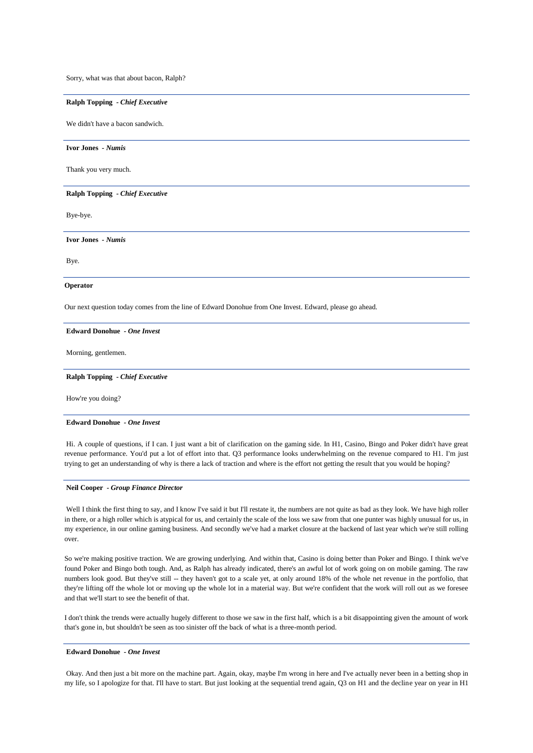Sorry, what was that about bacon, Ralph?

---

**Ralph Topping** - ***Chief Executive***

We didn't have a bacon sandwich.

---

**Ivor Jones** - ***Numis***

Thank you very much.

---

**Ralph Topping** - ***Chief Executive***

Bye-bye.

---

**Ivor Jones** - ***Numis***

Bye.

---

**Operator**

Our next question today comes from the line of Edward Donohue from One Invest. Edward, please go ahead.

---

**Edward Donohue** - ***One Invest***

Morning, gentlemen.

---

**Ralph Topping** - ***Chief Executive***

How're you doing?

---

**Edward Donohue** - ***One Invest***

Hi. A couple of questions, if I can. I just want a bit of clarification on the gaming side. In H1, Casino, Bingo and Poker didn't have great revenue performance. You'd put a lot of effort into that. Q3 performance looks underwhelming on the revenue compared to H1. I'm just trying to get an understanding of why is there a lack of traction and where is the effort not getting the result that you would be hoping?

---

**Neil Cooper** - ***Group Finance Director***

Well I think the first thing to say, and I know I've said it but I'll restate it, the numbers are not quite as bad as they look. We have high roller in there, or a high roller which is atypical for us, and certainly the scale of the loss we saw from that one punter was highly unusual for us, in my experience, in our online gaming business. And secondly we've had a market closure at the backend of last year which we're still rolling over.

So we're making positive traction. We are growing underlying. And within that, Casino is doing better than Poker and Bingo. I think we've found Poker and Bingo both tough. And, as Ralph has already indicated, there's an awful lot of work going on on mobile gaming. The raw numbers look good. But they've still -- they haven't got to a scale yet, at only around 18% of the whole net revenue in the portfolio, that they're lifting off the whole lot or moving up the whole lot in a material way. But we're confident that the work will roll out as we foresee and that we'll start to see the benefit of that.

I don't think the trends were actually hugely different to those we saw in the first half, which is a bit disappointing given the amount of work that's gone in, but shouldn't be seen as too sinister off the back of what is a three-month period.

---

**Edward Donohue** - ***One Invest***

Okay. And then just a bit more on the machine part. Again, okay, maybe I'm wrong in here and I've actually never been in a betting shop in my life, so I apologize for that. I'll have to start. But just looking at the sequential trend again, Q3 on H1 and the decline year on year in H1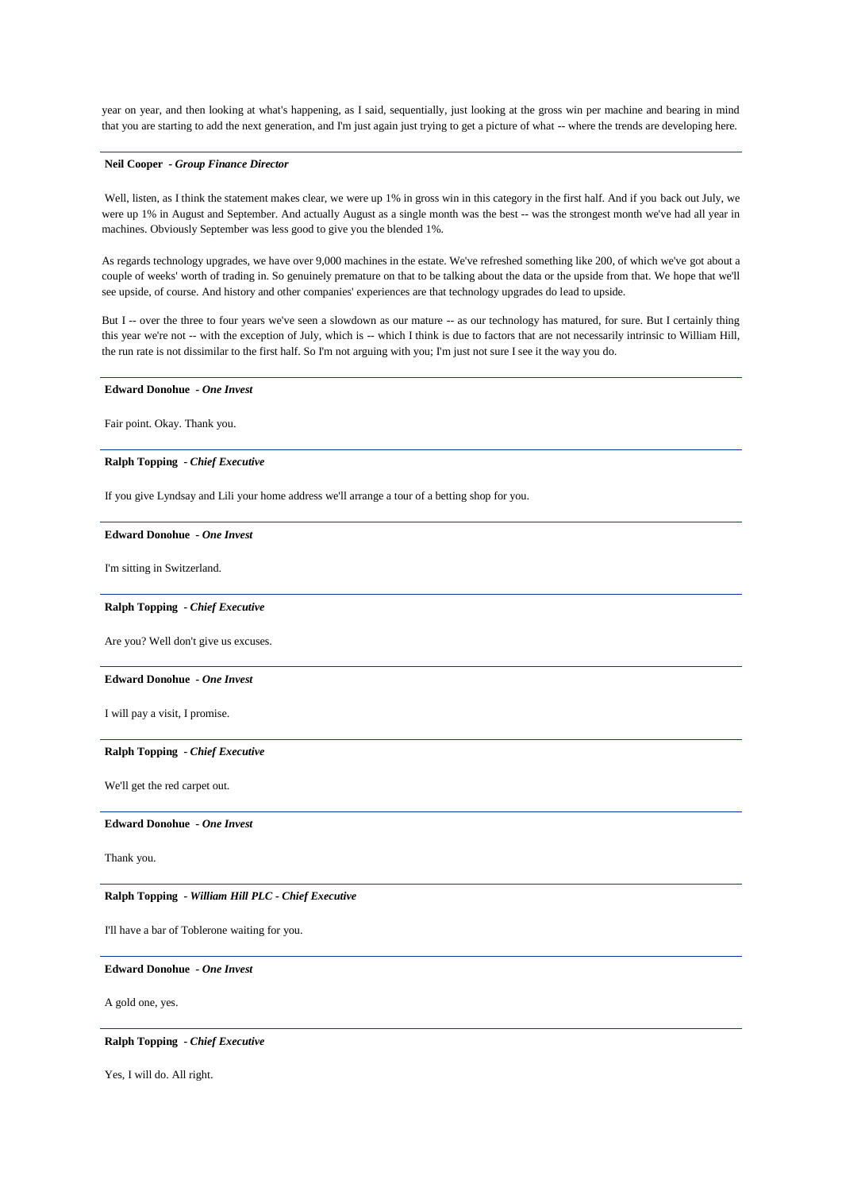year on year, and then looking at what's happening, as I said, sequentially, just looking at the gross win per machine and bearing in mind that you are starting to add the next generation, and I'm just again just trying to get a picture of what -- where the trends are developing here.

---

**Neil Cooper** *- Group Finance Director*

Well, listen, as I think the statement makes clear, we were up 1% in gross win in this category in the first half. And if you back out July, we were up 1% in August and September. And actually August as a single month was the best -- was the strongest month we've had all year in machines. Obviously September was less good to give you the blended 1%.

As regards technology upgrades, we have over 9,000 machines in the estate. We've refreshed something like 200, of which we've got about a couple of weeks' worth of trading in. So genuinely premature on that to be talking about the data or the upside from that. We hope that we'll see upside, of course. And history and other companies' experiences are that technology upgrades do lead to upside.

But I -- over the three to four years we've seen a slowdown as our mature -- as our technology has matured, for sure. But I certainly thing this year we're not -- with the exception of July, which is -- which I think is due to factors that are not necessarily intrinsic to William Hill, the run rate is not dissimilar to the first half. So I'm not arguing with you; I'm just not sure I see it the way you do.

---

**Edward Donohue** *- One Invest*

Fair point. Okay. Thank you.

---

**Ralph Topping** *- Chief Executive*

If you give Lyndsay and Lili your home address we'll arrange a tour of a betting shop for you.

---

**Edward Donohue** *- One Invest*

I'm sitting in Switzerland.

---

**Ralph Topping** *- Chief Executive*

Are you? Well don't give us excuses.

---

**Edward Donohue** *- One Invest*

I will pay a visit, I promise.

---

**Ralph Topping** *- Chief Executive*

We'll get the red carpet out.

---

**Edward Donohue** *- One Invest*

Thank you.

---

**Ralph Topping** *- William Hill PLC - Chief Executive*

I'll have a bar of Toblerone waiting for you.

---

**Edward Donohue** *- One Invest*

A gold one, yes.

---

**Ralph Topping** *- Chief Executive*

Yes, I will do. All right.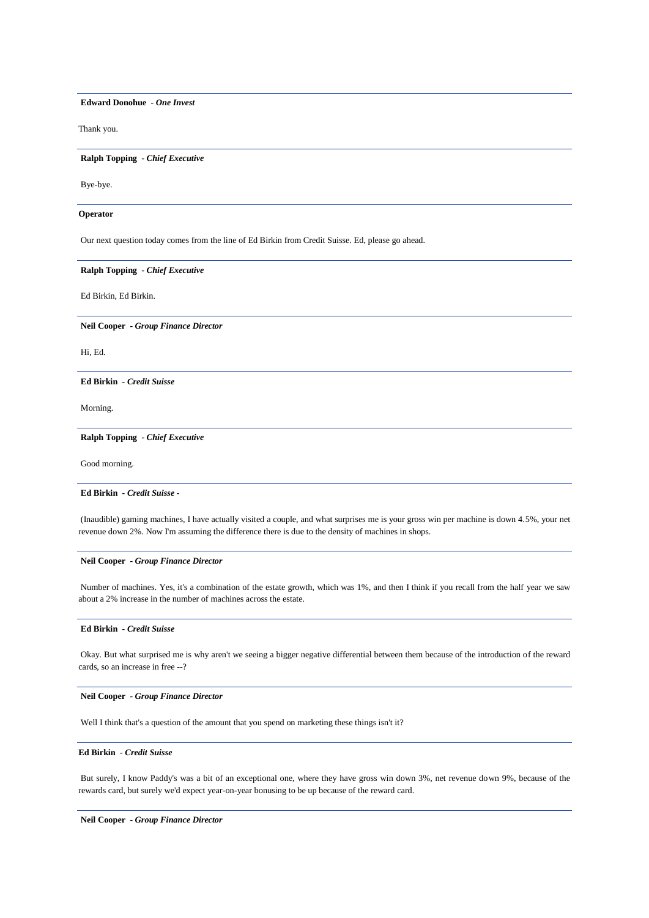**Edward Donohue** - ***One Invest***

Thank you.

---

**Ralph Topping** - ***Chief Executive***

Bye-bye.

---

**Operator**

Our next question today comes from the line of Ed Birkin from Credit Suisse. Ed, please go ahead.

---

**Ralph Topping** - ***Chief Executive***

Ed Birkin, Ed Birkin.

---

**Neil Cooper** - ***Group Finance Director***

Hi, Ed.

---

**Ed Birkin** - ***Credit Suisse***

Morning.

---

**Ralph Topping** - ***Chief Executive***

Good morning.

---

**Ed Birkin** - ***Credit Suisse*** -

(Inaudible) gaming machines, I have actually visited a couple, and what surprises me is your gross win per machine is down 4.5%, your net revenue down 2%. Now I'm assuming the difference there is due to the density of machines in shops.

---

**Neil Cooper** - ***Group Finance Director***

Number of machines. Yes, it's a combination of the estate growth, which was 1%, and then I think if you recall from the half year we saw about a 2% increase in the number of machines across the estate.

---

**Ed Birkin** - ***Credit Suisse***

Okay. But what surprised me is why aren't we seeing a bigger negative differential between them because of the introduction of the reward cards, so an increase in free --?

---

**Neil Cooper** - ***Group Finance Director***

Well I think that's a question of the amount that you spend on marketing these things isn't it?

---

**Ed Birkin** - ***Credit Suisse***

But surely, I know Paddy's was a bit of an exceptional one, where they have gross win down 3%, net revenue down 9%, because of the rewards card, but surely we'd expect year-on-year bonusing to be up because of the reward card.

---

**Neil Cooper** - ***Group Finance Director***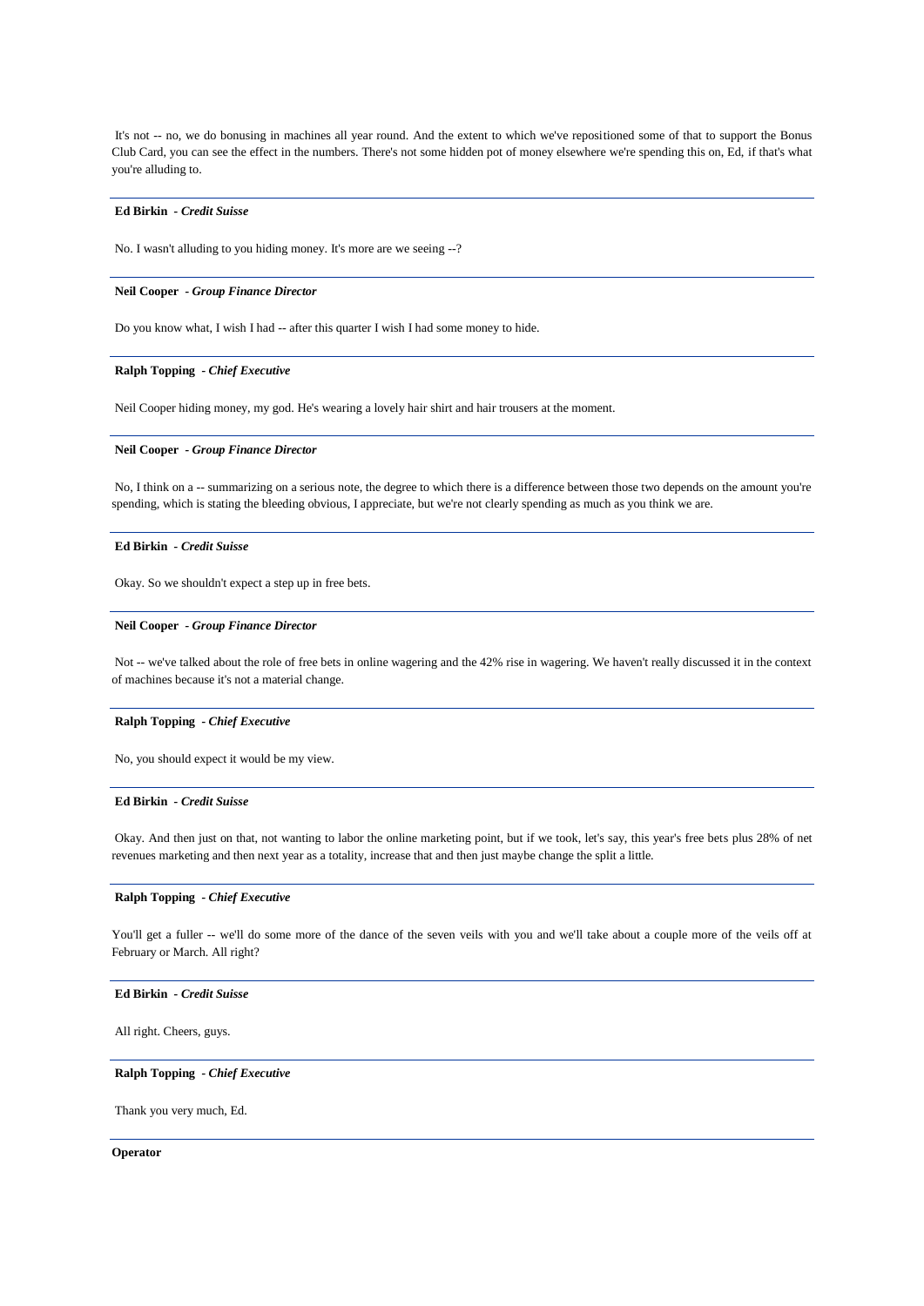It's not -- no, we do bonusing in machines all year round. And the extent to which we've repositioned some of that to support the Bonus Club Card, you can see the effect in the numbers. There's not some hidden pot of money elsewhere we're spending this on, Ed, if that's what you're alluding to.

---

**Ed Birkin** - ***Credit Suisse***

No. I wasn't alluding to you hiding money. It's more are we seeing --?

---

**Neil Cooper** - ***Group Finance Director***

Do you know what, I wish I had -- after this quarter I wish I had some money to hide.

---

**Ralph Topping** - ***Chief Executive***

Neil Cooper hiding money, my god. He's wearing a lovely hair shirt and hair trousers at the moment.

---

**Neil Cooper** - ***Group Finance Director***

No, I think on a -- summarizing on a serious note, the degree to which there is a difference between those two depends on the amount you're spending, which is stating the bleeding obvious, I appreciate, but we're not clearly spending as much as you think we are.

---

**Ed Birkin** - ***Credit Suisse***

Okay. So we shouldn't expect a step up in free bets.

---

**Neil Cooper** - ***Group Finance Director***

Not -- we've talked about the role of free bets in online wagering and the 42% rise in wagering. We haven't really discussed it in the context of machines because it's not a material change.

---

**Ralph Topping** - ***Chief Executive***

No, you should expect it would be my view.

---

**Ed Birkin** - ***Credit Suisse***

Okay. And then just on that, not wanting to labor the online marketing point, but if we took, let's say, this year's free bets plus 28% of net revenues marketing and then next year as a totality, increase that and then just maybe change the split a little.

---

**Ralph Topping** - ***Chief Executive***

You'll get a fuller -- we'll do some more of the dance of the seven veils with you and we'll take about a couple more of the veils off at February or March. All right?

---

**Ed Birkin** - ***Credit Suisse***

All right. Cheers, guys.

---

**Ralph Topping** - ***Chief Executive***

Thank you very much, Ed.

---

**Operator**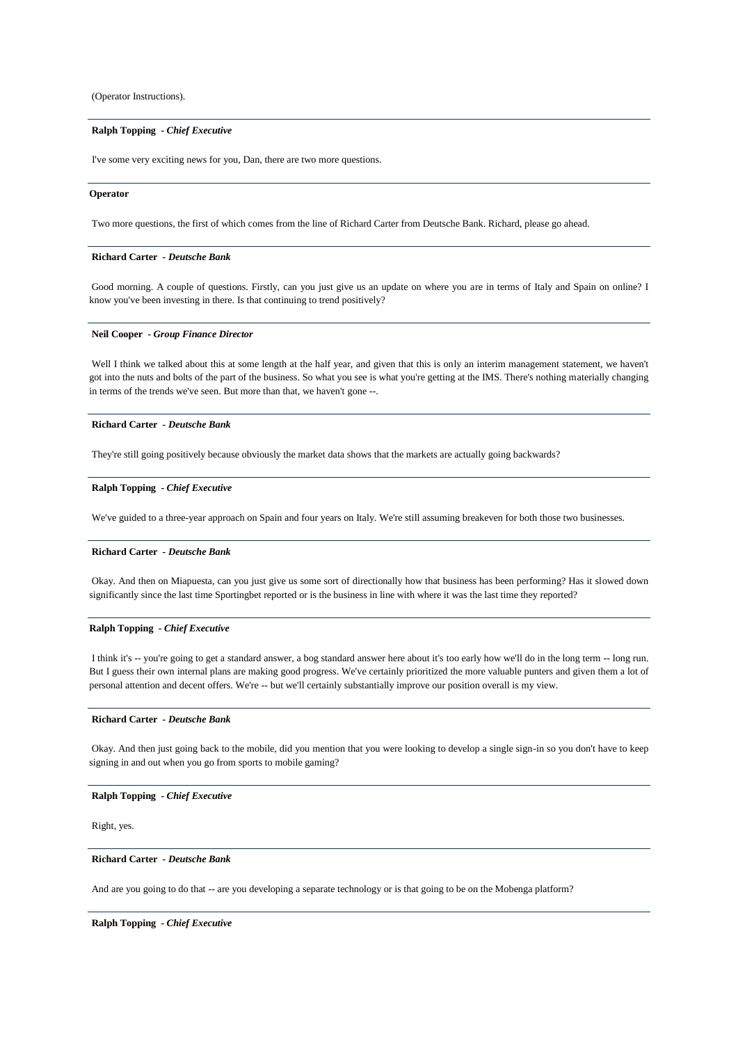(Operator Instructions).

---

**Ralph Topping** - ***Chief Executive***

I've some very exciting news for you, Dan, there are two more questions.

---

**Operator**

Two more questions, the first of which comes from the line of Richard Carter from Deutsche Bank. Richard, please go ahead.

---

**Richard Carter** - ***Deutsche Bank***

Good morning. A couple of questions. Firstly, can you just give us an update on where you are in terms of Italy and Spain on online? I know you've been investing in there. Is that continuing to trend positively?

---

**Neil Cooper** - ***Group Finance Director***

Well I think we talked about this at some length at the half year, and given that this is only an interim management statement, we haven't got into the nuts and bolts of the part of the business. So what you see is what you're getting at the IMS. There's nothing materially changing in terms of the trends we've seen. But more than that, we haven't gone --.

---

**Richard Carter** - ***Deutsche Bank***

They're still going positively because obviously the market data shows that the markets are actually going backwards?

---

**Ralph Topping** - ***Chief Executive***

We've guided to a three-year approach on Spain and four years on Italy. We're still assuming breakeven for both those two businesses.

---

**Richard Carter** - ***Deutsche Bank***

Okay. And then on Miapuesta, can you just give us some sort of directionally how that business has been performing? Has it slowed down significantly since the last time Sportingbet reported or is the business in line with where it was the last time they reported?

---

**Ralph Topping** - ***Chief Executive***

I think it's -- you're going to get a standard answer, a bog standard answer here about it's too early how we'll do in the long term -- long run. But I guess their own internal plans are making good progress. We've certainly prioritized the more valuable punters and given them a lot of personal attention and decent offers. We're -- but we'll certainly substantially improve our position overall is my view.

---

**Richard Carter** - ***Deutsche Bank***

Okay. And then just going back to the mobile, did you mention that you were looking to develop a single sign-in so you don't have to keep signing in and out when you go from sports to mobile gaming?

---

**Ralph Topping** - ***Chief Executive***

Right, yes.

---

**Richard Carter** - ***Deutsche Bank***

And are you going to do that -- are you developing a separate technology or is that going to be on the Mobenga platform?

---

**Ralph Topping** - ***Chief Executive***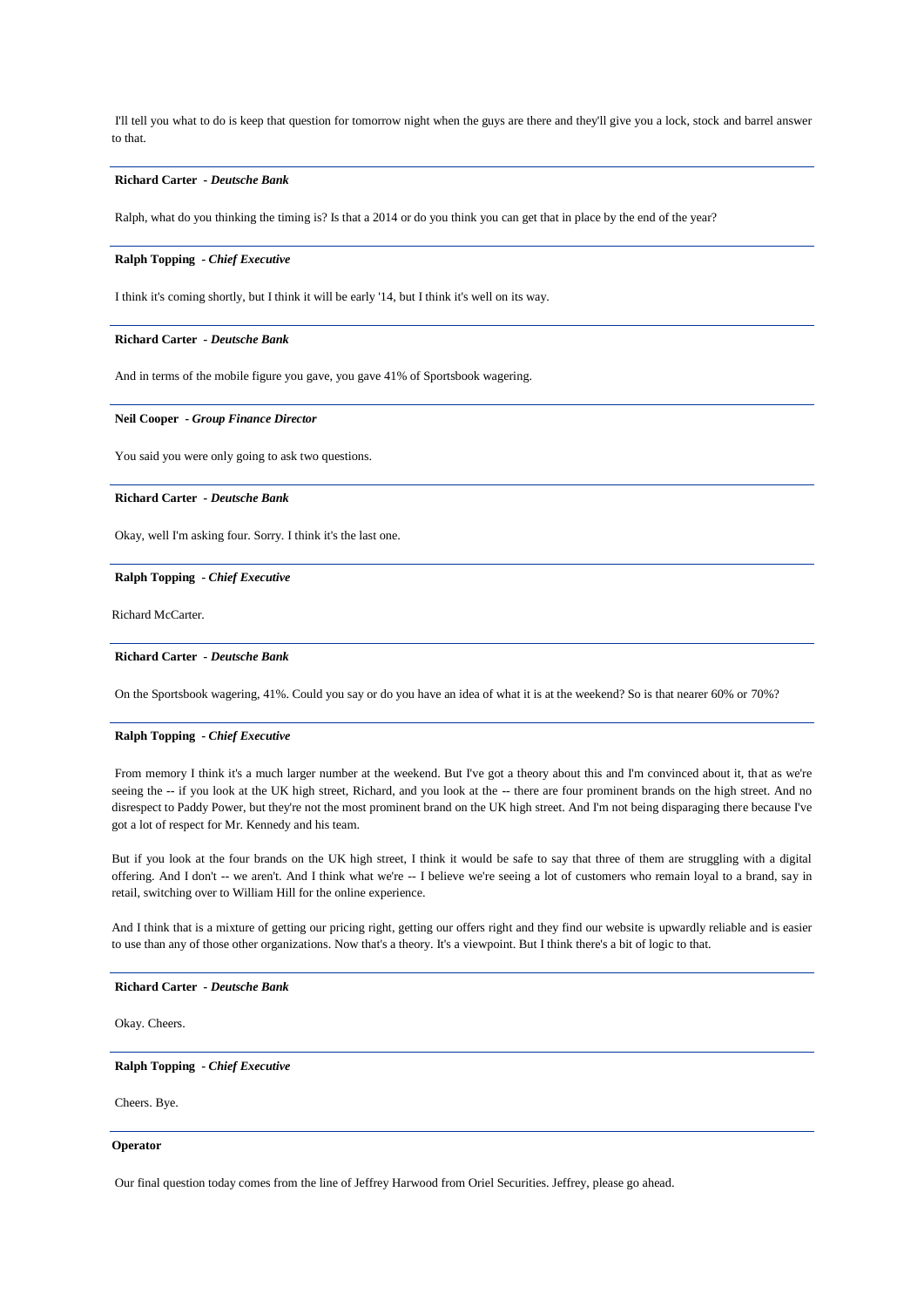I'll tell you what to do is keep that question for tomorrow night when the guys are there and they'll give you a lock, stock and barrel answer to that.

---

**Richard Carter** - *Deutsche Bank*

Ralph, what do you thinking the timing is? Is that a 2014 or do you think you can get that in place by the end of the year?

---

**Ralph Topping** - *Chief Executive*

I think it's coming shortly, but I think it will be early '14, but I think it's well on its way.

---

**Richard Carter** - *Deutsche Bank*

And in terms of the mobile figure you gave, you gave 41% of Sportsbook wagering.

---

**Neil Cooper** - *Group Finance Director*

You said you were only going to ask two questions.

---

**Richard Carter** - *Deutsche Bank*

Okay, well I'm asking four. Sorry. I think it's the last one.

---

**Ralph Topping** - *Chief Executive*

Richard McCarter.

---

**Richard Carter** - *Deutsche Bank*

On the Sportsbook wagering, 41%. Could you say or do you have an idea of what it is at the weekend? So is that nearer 60% or 70%?

---

**Ralph Topping** - *Chief Executive*

From memory I think it's a much larger number at the weekend. But I've got a theory about this and I'm convinced about it, that as we're seeing the -- if you look at the UK high street, Richard, and you look at the -- there are four prominent brands on the high street. And no disrespect to Paddy Power, but they're not the most prominent brand on the UK high street. And I'm not being disparaging there because I've got a lot of respect for Mr. Kennedy and his team.

But if you look at the four brands on the UK high street, I think it would be safe to say that three of them are struggling with a digital offering. And I don't -- we aren't. And I think what we're -- I believe we're seeing a lot of customers who remain loyal to a brand, say in retail, switching over to William Hill for the online experience.

And I think that is a mixture of getting our pricing right, getting our offers right and they find our website is upwardly reliable and is easier to use than any of those other organizations. Now that's a theory. It's a viewpoint. But I think there's a bit of logic to that.

---

**Richard Carter** - *Deutsche Bank*

Okay. Cheers.

---

**Ralph Topping** - *Chief Executive*

Cheers. Bye.

---

**Operator**

Our final question today comes from the line of Jeffrey Harwood from Oriel Securities. Jeffrey, please go ahead.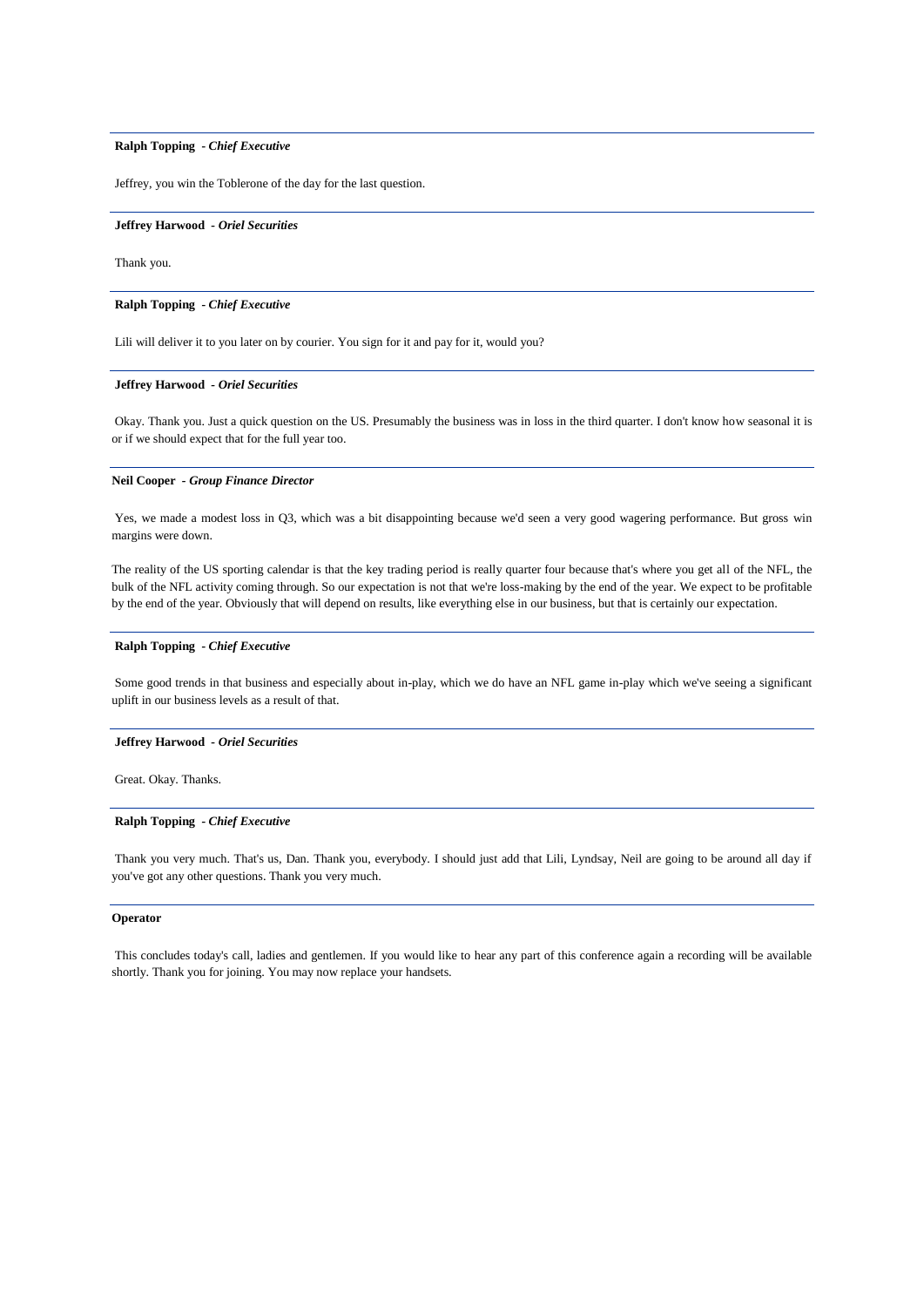**Ralph Topping** - *Chief Executive*

Jeffrey, you win the Toblerone of the day for the last question.

---

**Jeffrey Harwood** - *Oriel Securities*

Thank you.

---

**Ralph Topping** - *Chief Executive*

Lili will deliver it to you later on by courier. You sign for it and pay for it, would you?

---

**Jeffrey Harwood** - *Oriel Securities*

Okay. Thank you. Just a quick question on the US. Presumably the business was in loss in the third quarter. I don't know how seasonal it is or if we should expect that for the full year too.

---

**Neil Cooper** - *Group Finance Director*

Yes, we made a modest loss in Q3, which was a bit disappointing because we'd seen a very good wagering performance. But gross win margins were down.

The reality of the US sporting calendar is that the key trading period is really quarter four because that's where you get all of the NFL, the bulk of the NFL activity coming through. So our expectation is not that we're loss-making by the end of the year. We expect to be profitable by the end of the year. Obviously that will depend on results, like everything else in our business, but that is certainly our expectation.

---

**Ralph Topping** - *Chief Executive*

Some good trends in that business and especially about in-play, which we do have an NFL game in-play which we've seeing a significant uplift in our business levels as a result of that.

---

**Jeffrey Harwood** - *Oriel Securities*

Great. Okay. Thanks.

---

**Ralph Topping** - *Chief Executive*

Thank you very much. That's us, Dan. Thank you, everybody. I should just add that Lili, Lyndsay, Neil are going to be around all day if you've got any other questions. Thank you very much.

---

**Operator**

This concludes today's call, ladies and gentlemen. If you would like to hear any part of this conference again a recording will be available shortly. Thank you for joining. You may now replace your handsets.